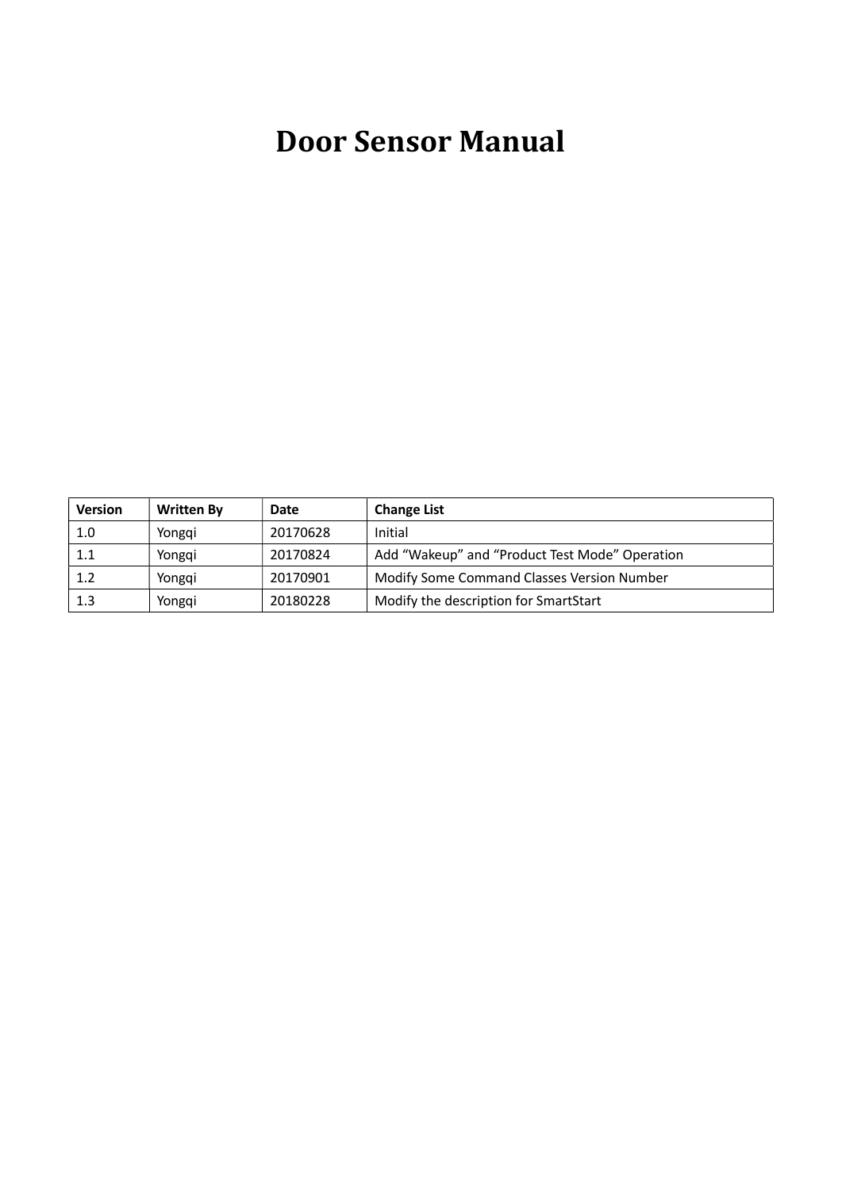# Door Sensor Manual

| Version | Written By | Date | Change List |
| --- | --- | --- | --- |
| 1.0 | Yongqi | 20170628 | Initial |
| 1.1 | Yongqi | 20170824 | Add “Wakeup” and “Product Test Mode” Operation |
| 1.2 | Yongqi | 20170901 | Modify Some Command Classes Version Number |
| 1.3 | Yongqi | 20180228 | Modify the description for SmartStart |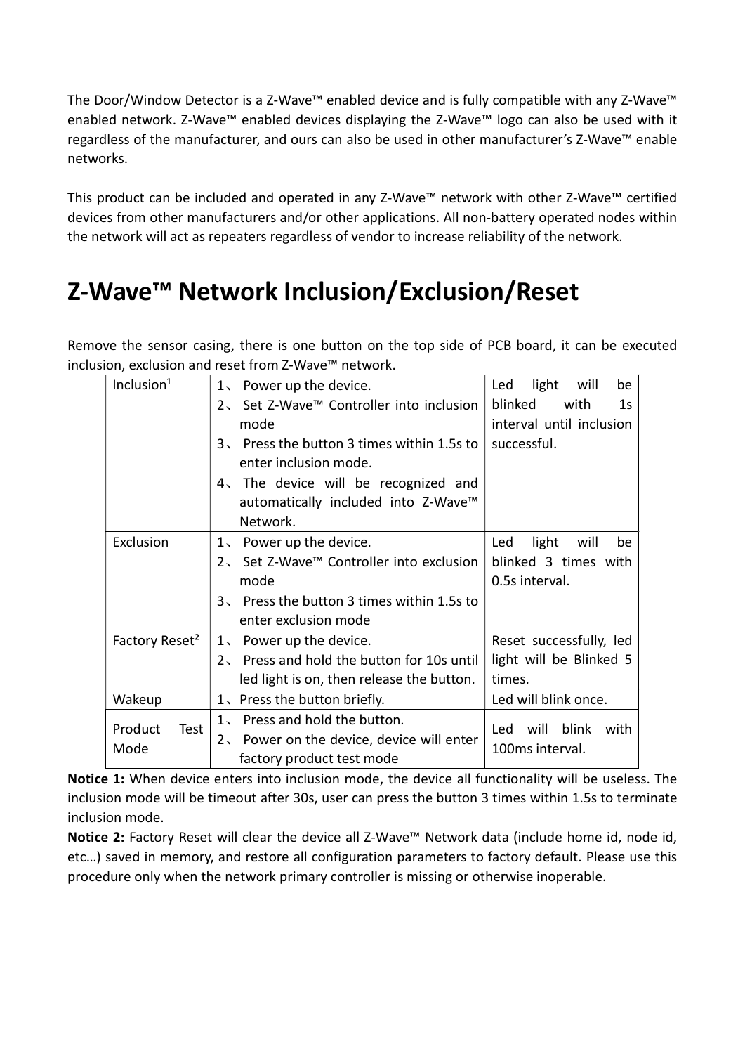The Door/Window Detector is a Z-Wave™ enabled device and is fully compatible with any Z-Wave™ enabled network. Z-Wave™ enabled devices displaying the Z-Wave™ logo can also be used with it regardless of the manufacturer, and ours can also be used in other manufacturer's Z-Wave™ enable networks.

This product can be included and operated in any Z-Wave™ network with other Z-Wave™ certified devices from other manufacturers and/or other applications. All non-battery operated nodes within the network will act as repeaters regardless of vendor to increase reliability of the network.

# Z-Wave™ Network Inclusion/Exclusion/Reset

Remove the sensor casing, there is one button on the top side of PCB board, it can be executed inclusion, exclusion and reset from Z-Wave™ network.

| Inclusion[1] | 1、 Power up the device.<br>2、 Set Z-Wave™ Controller into inclusion mode<br>3、 Press the button 3 times within 1.5s to enter inclusion mode.<br>4、 The device will be recognized and automatically included into Z-Wave™ Network. | Led light will be blinked with 1s interval until inclusion successful. |
|---|---|---|
| Exclusion | 1、 Power up the device.<br>2、 Set Z-Wave™ Controller into exclusion mode<br>3、 Press the button 3 times within 1.5s to enter exclusion mode | Led light will be blinked 3 times with 0.5s interval. |
| Factory Reset[2] | 1、 Power up the device.<br>2、 Press and hold the button for 10s until led light is on, then release the button. | Reset successfully, led light will be Blinked 5 times. |
| Wakeup | 1、Press the button briefly. | Led will blink once. |
| Product Test Mode | 1、 Press and hold the button.<br>2、 Power on the device, device will enter factory product test mode | Led will blink with 100ms interval. |

**Notice 1:** When device enters into inclusion mode, the device all functionality will be useless. The inclusion mode will be timeout after 30s, user can press the button 3 times within 1.5s to terminate inclusion mode.

**Notice 2:** Factory Reset will clear the device all Z-Wave™ Network data (include home id, node id, etc…) saved in memory, and restore all configuration parameters to factory default. Please use this procedure only when the network primary controller is missing or otherwise inoperable.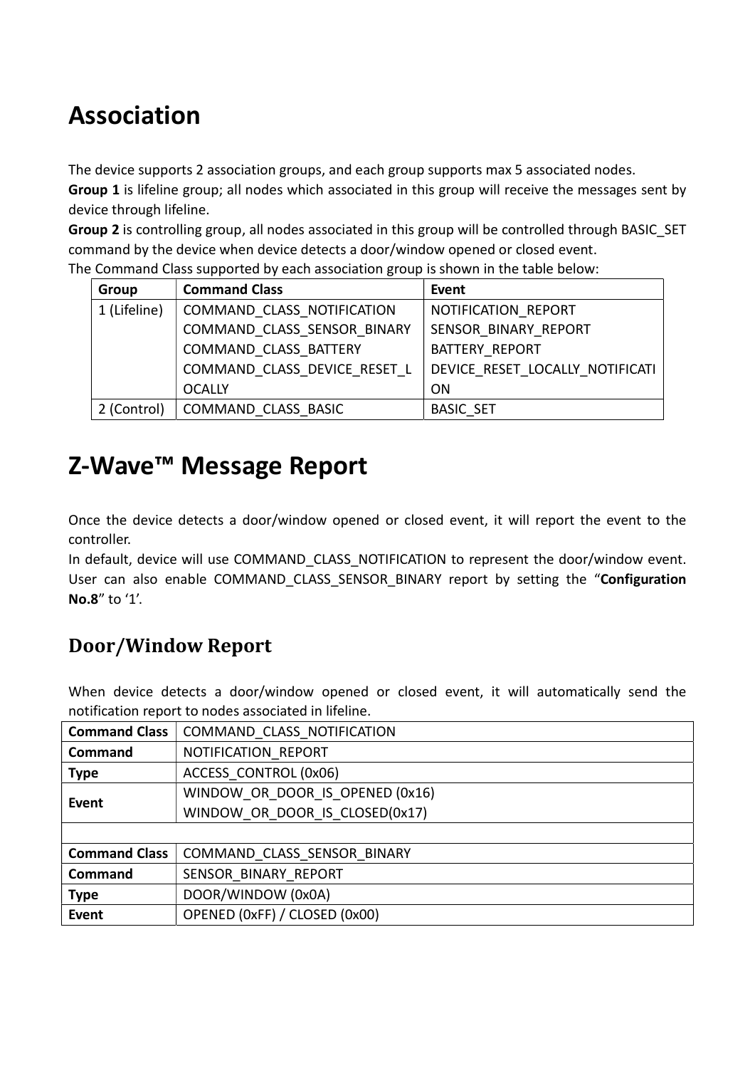# Association

The device supports 2 association groups, and each group supports max 5 associated nodes.
**Group 1** is lifeline group; all nodes which associated in this group will receive the messages sent by device through lifeline.
**Group 2** is controlling group, all nodes associated in this group will be controlled through BASIC_SET command by the device when device detects a door/window opened or closed event.
The Command Class supported by each association group is shown in the table below:

| Group | Command Class | Event |
|---|---|---|
| 1 (Lifeline) | COMMAND_CLASS_NOTIFICATION<br>COMMAND_CLASS_SENSOR_BINARY<br>COMMAND_CLASS_BATTERY<br>COMMAND_CLASS_DEVICE_RESET_LOCALLY | NOTIFICATION_REPORT<br>SENSOR_BINARY_REPORT<br>BATTERY_REPORT<br>DEVICE_RESET_LOCALLY_NOTIFICATION |
| 2 (Control) | COMMAND_CLASS_BASIC | BASIC_SET |

# Z-Wave™ Message Report

Once the device detects a door/window opened or closed event, it will report the event to the controller.
In default, device will use COMMAND_CLASS_NOTIFICATION to represent the door/window event. User can also enable COMMAND_CLASS_SENSOR_BINARY report by setting the "**Configuration No.8**" to '1'.

## Door/Window Report

When device detects a door/window opened or closed event, it will automatically send the notification report to nodes associated in lifeline.

| **Command Class** | COMMAND_CLASS_NOTIFICATION |
|---|---|
| **Command** | NOTIFICATION_REPORT |
| **Type** | ACCESS_CONTROL (0x06) |
| **Event** | WINDOW_OR_DOOR_IS_OPENED (0x16)<br>WINDOW_OR_DOOR_IS_CLOSED(0x17) |
| | |
| **Command Class** | COMMAND_CLASS_SENSOR_BINARY |
| **Command** | SENSOR_BINARY_REPORT |
| **Type** | DOOR/WINDOW (0x0A) |
| **Event** | OPENED (0xFF) / CLOSED (0x00) |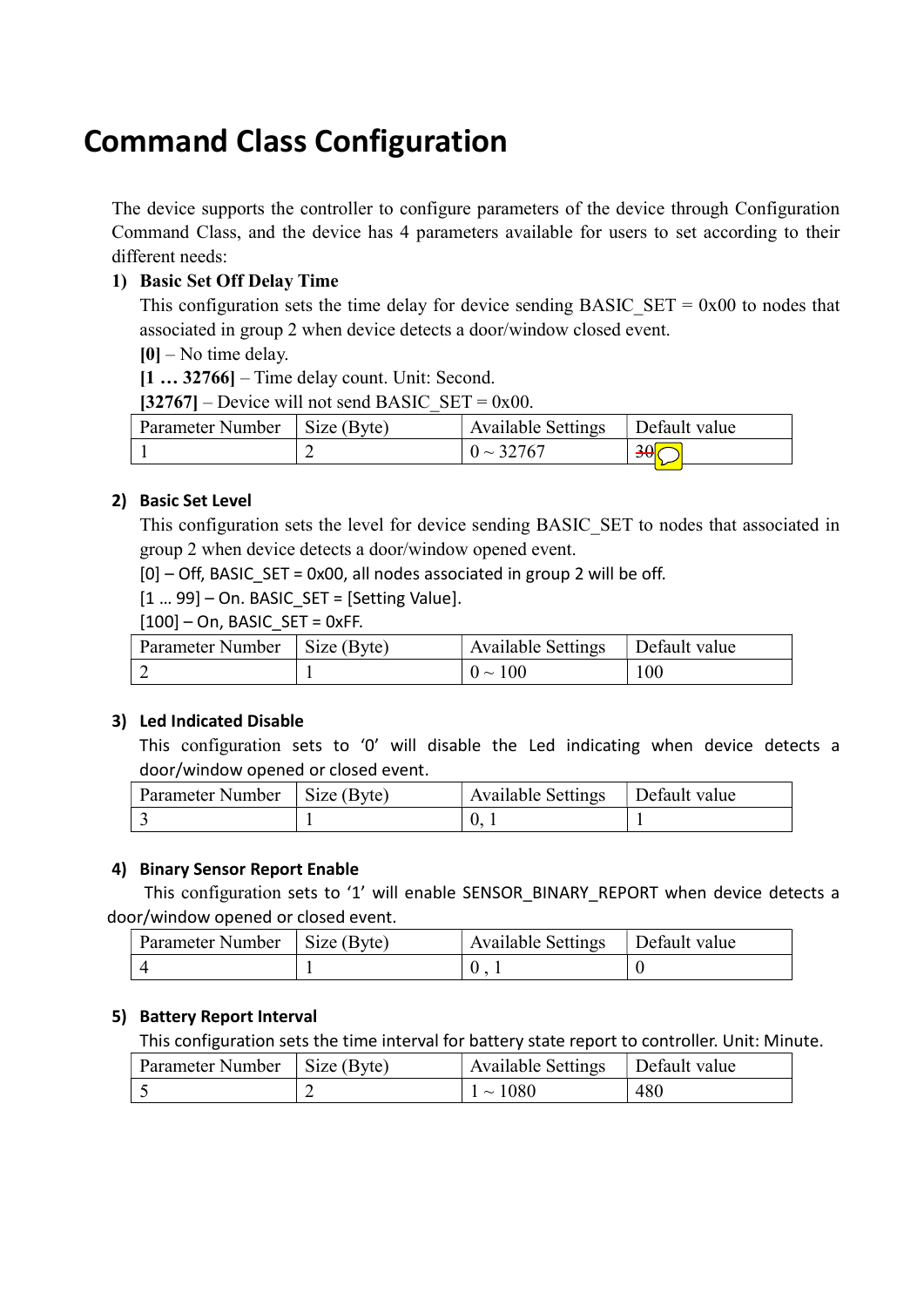# Command Class Configuration

The device supports the controller to configure parameters of the device through Configuration Command Class, and the device has 4 parameters available for users to set according to their different needs:

1) **Basic Set Off Delay Time**

   This configuration sets the time delay for device sending BASIC_SET = 0x00 to nodes that associated in group 2 when device detects a door/window closed event.

   **[0]** – No time delay.

   **[1 … 32766]** – Time delay count. Unit: Second.

   **[32767]** – Device will not send BASIC_SET = 0x00.

| Parameter Number | Size (Byte) | Available Settings | Default value |
|---|---|---|---|
| 1 | 2 | 0 ~ 32767 | ~~30~~ |

2) **Basic Set Level**

   This configuration sets the level for device sending BASIC_SET to nodes that associated in group 2 when device detects a door/window opened event.

   [0] – Off, BASIC_SET = 0x00, all nodes associated in group 2 will be off.

   [1 … 99] – On. BASIC_SET = [Setting Value].

   [100] – On, BASIC_SET = 0xFF.

| Parameter Number | Size (Byte) | Available Settings | Default value |
|---|---|---|---|
| 2 | 1 | 0 ~ 100 | 100 |

3) **Led Indicated Disable**

   This configuration sets to '0' will disable the Led indicating when device detects a door/window opened or closed event.

| Parameter Number | Size (Byte) | Available Settings | Default value |
|---|---|---|---|
| 3 | 1 | 0, 1 | 1 |

4) **Binary Sensor Report Enable**

   This configuration sets to '1' will enable SENSOR_BINARY_REPORT when device detects a door/window opened or closed event.

| Parameter Number | Size (Byte) | Available Settings | Default value |
|---|---|---|---|
| 4 | 1 | 0 , 1 | 0 |

5) **Battery Report Interval**

   This configuration sets the time interval for battery state report to controller. Unit: Minute.

| Parameter Number | Size (Byte) | Available Settings | Default value |
|---|---|---|---|
| 5 | 2 | 1 ~ 1080 | 480 |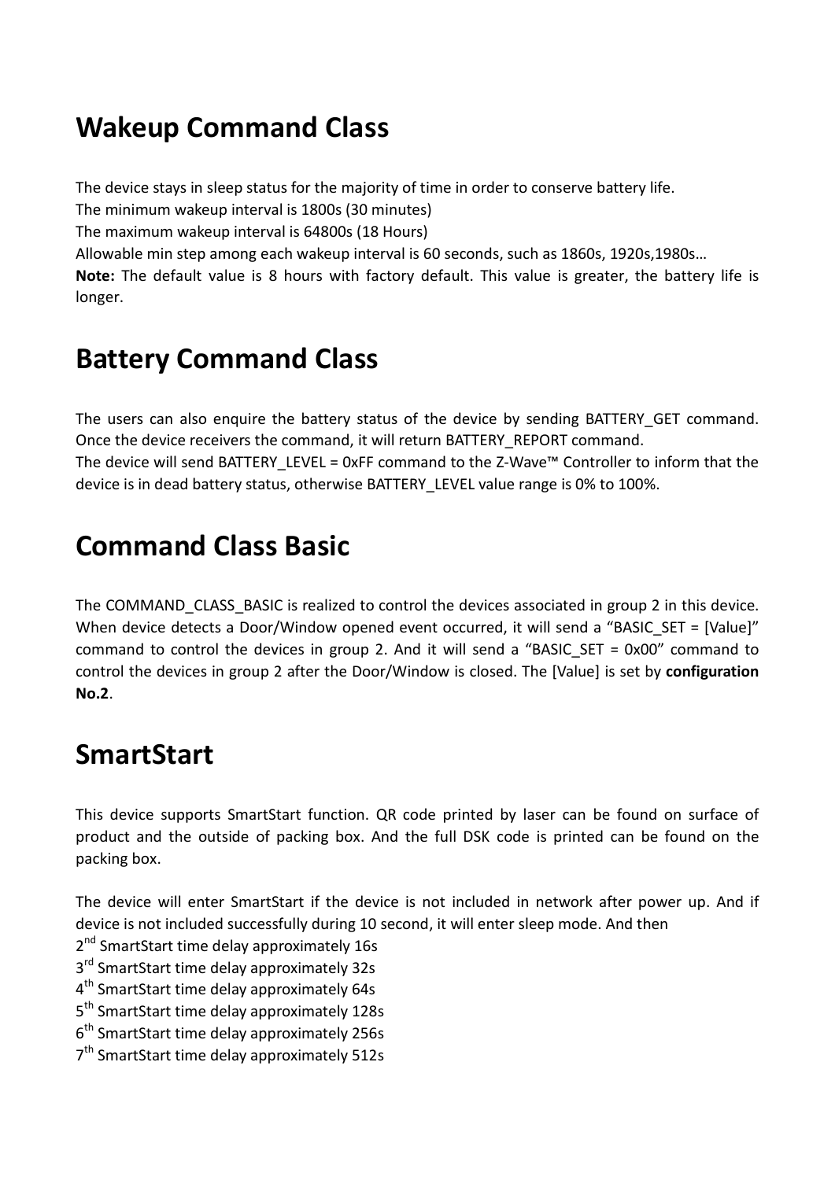## Wakeup Command Class

The device stays in sleep status for the majority of time in order to conserve battery life.
The minimum wakeup interval is 1800s (30 minutes)
The maximum wakeup interval is 64800s (18 Hours)
Allowable min step among each wakeup interval is 60 seconds, such as 1860s, 1920s,1980s…
**Note:** The default value is 8 hours with factory default. This value is greater, the battery life is longer.

## Battery Command Class

The users can also enquire the battery status of the device by sending BATTERY_GET command. Once the device receivers the command, it will return BATTERY_REPORT command.
The device will send BATTERY_LEVEL = 0xFF command to the Z-Wave™ Controller to inform that the device is in dead battery status, otherwise BATTERY_LEVEL value range is 0% to 100%.

## Command Class Basic

The COMMAND_CLASS_BASIC is realized to control the devices associated in group 2 in this device. When device detects a Door/Window opened event occurred, it will send a "BASIC_SET = [Value]" command to control the devices in group 2. And it will send a "BASIC_SET = 0x00" command to control the devices in group 2 after the Door/Window is closed. The [Value] is set by **configuration No.2**.

## SmartStart

This device supports SmartStart function. QR code printed by laser can be found on surface of product and the outside of packing box. And the full DSK code is printed can be found on the packing box.

The device will enter SmartStart if the device is not included in network after power up. And if device is not included successfully during 10 second, it will enter sleep mode. And then
2nd SmartStart time delay approximately 16s
3rd SmartStart time delay approximately 32s
4th SmartStart time delay approximately 64s
5th SmartStart time delay approximately 128s
6th SmartStart time delay approximately 256s
7th SmartStart time delay approximately 512s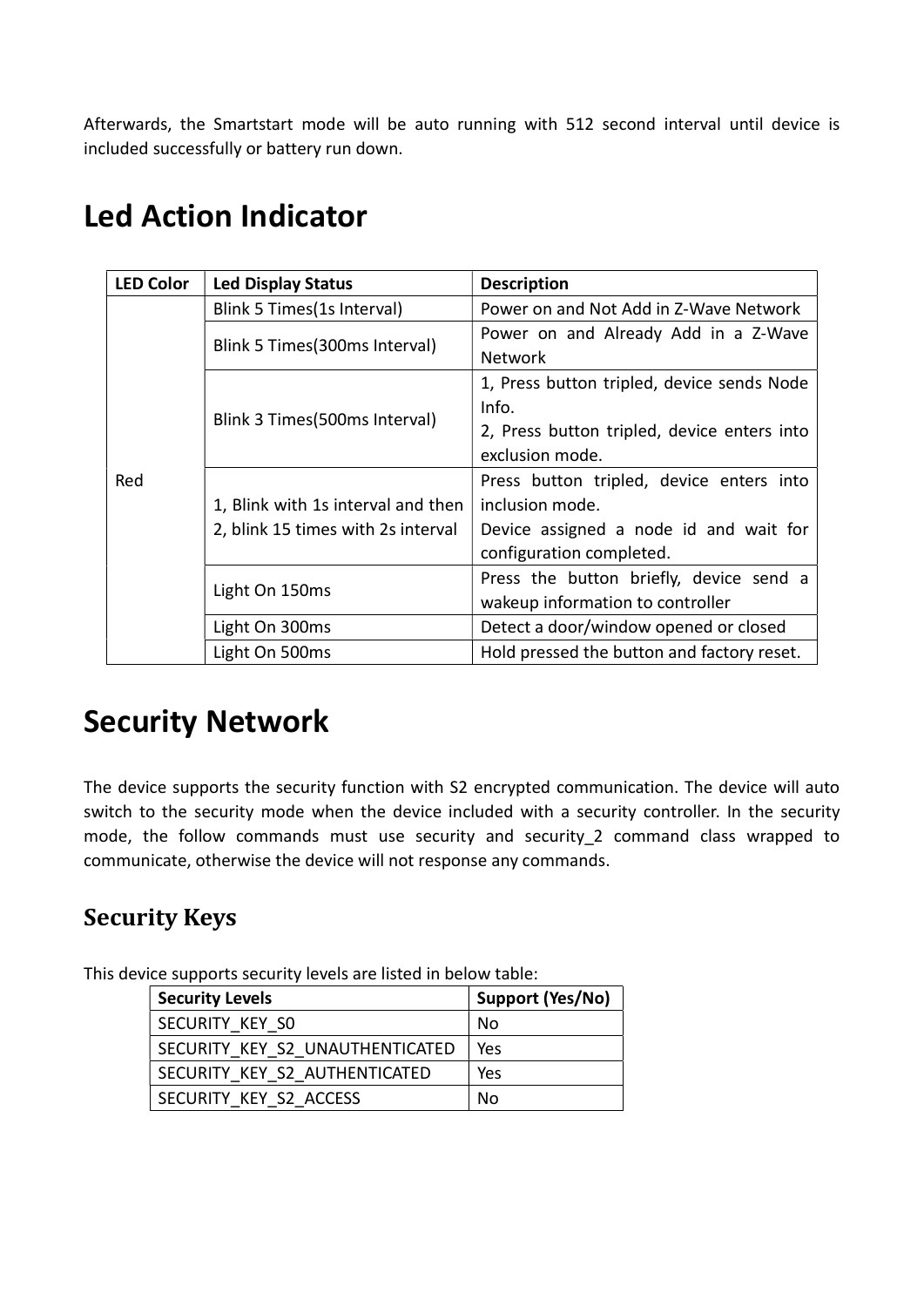Afterwards, the Smartstart mode will be auto running with 512 second interval until device is included successfully or battery run down.

# Led Action Indicator

| LED Color | Led Display Status | Description |
|---|---|---|
| Red | Blink 5 Times(1s Interval) | Power on and Not Add in Z-Wave Network |
| | Blink 5 Times(300ms Interval) | Power on and Already Add in a Z-Wave Network |
| | Blink 3 Times(500ms Interval) | 1, Press button tripled, device sends Node Info.<br>2, Press button tripled, device enters into exclusion mode. |
| | 1, Blink with 1s interval and then<br>2, blink 15 times with 2s interval | Press button tripled, device enters into inclusion mode.<br>Device assigned a node id and wait for configuration completed. |
| | Light On 150ms | Press the button briefly, device send a wakeup information to controller |
| | Light On 300ms | Detect a door/window opened or closed |
| | Light On 500ms | Hold pressed the button and factory reset. |

# Security Network

The device supports the security function with S2 encrypted communication. The device will auto switch to the security mode when the device included with a security controller. In the security mode, the follow commands must use security and security_2 command class wrapped to communicate, otherwise the device will not response any commands.

## Security Keys

This device supports security levels are listed in below table:

| Security Levels | Support (Yes/No) |
|---|---|
| SECURITY_KEY_S0 | No |
| SECURITY_KEY_S2_UNAUTHENTICATED | Yes |
| SECURITY_KEY_S2_AUTHENTICATED | Yes |
| SECURITY_KEY_S2_ACCESS | No |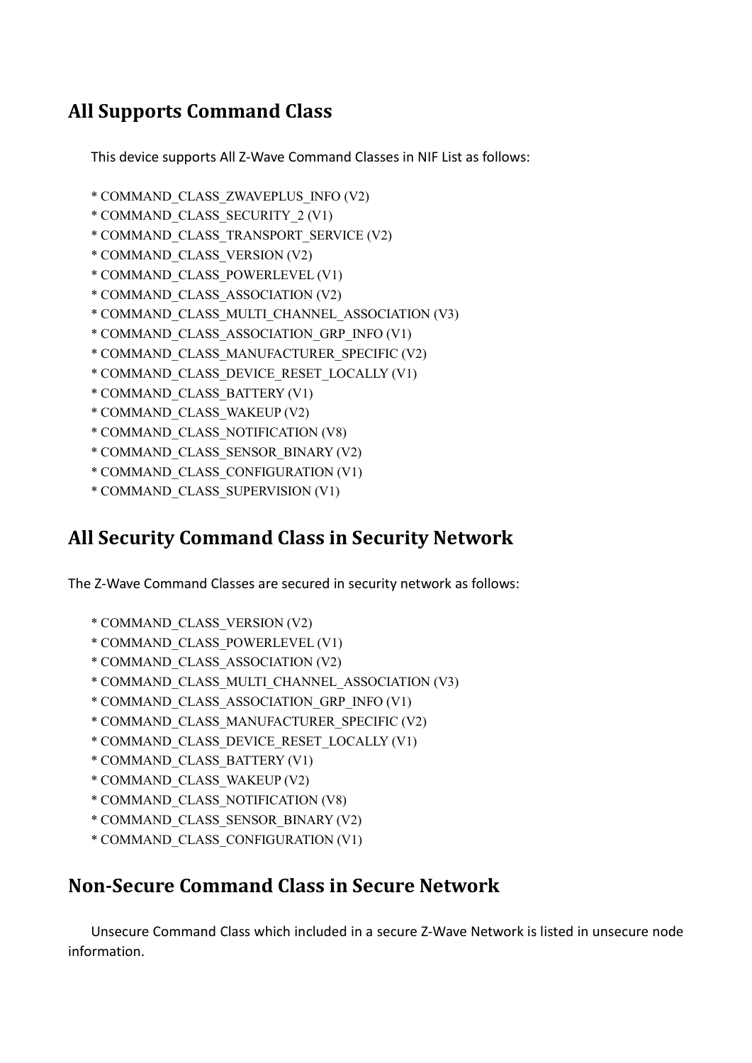## All Supports Command Class

This device supports All Z-Wave Command Classes in NIF List as follows:

* COMMAND_CLASS_ZWAVEPLUS_INFO (V2)
* COMMAND_CLASS_SECURITY_2 (V1)
* COMMAND_CLASS_TRANSPORT_SERVICE (V2)
* COMMAND_CLASS_VERSION (V2)
* COMMAND_CLASS_POWERLEVEL (V1)
* COMMAND_CLASS_ASSOCIATION (V2)
* COMMAND_CLASS_MULTI_CHANNEL_ASSOCIATION (V3)
* COMMAND_CLASS_ASSOCIATION_GRP_INFO (V1)
* COMMAND_CLASS_MANUFACTURER_SPECIFIC (V2)
* COMMAND_CLASS_DEVICE_RESET_LOCALLY (V1)
* COMMAND_CLASS_BATTERY (V1)
* COMMAND_CLASS_WAKEUP (V2)
* COMMAND_CLASS_NOTIFICATION (V8)
* COMMAND_CLASS_SENSOR_BINARY (V2)
* COMMAND_CLASS_CONFIGURATION (V1)
* COMMAND_CLASS_SUPERVISION (V1)

## All Security Command Class in Security Network

The Z-Wave Command Classes are secured in security network as follows:

* COMMAND_CLASS_VERSION (V2)
* COMMAND_CLASS_POWERLEVEL (V1)
* COMMAND_CLASS_ASSOCIATION (V2)
* COMMAND_CLASS_MULTI_CHANNEL_ASSOCIATION (V3)
* COMMAND_CLASS_ASSOCIATION_GRP_INFO (V1)
* COMMAND_CLASS_MANUFACTURER_SPECIFIC (V2)
* COMMAND_CLASS_DEVICE_RESET_LOCALLY (V1)
* COMMAND_CLASS_BATTERY (V1)
* COMMAND_CLASS_WAKEUP (V2)
* COMMAND_CLASS_NOTIFICATION (V8)
* COMMAND_CLASS_SENSOR_BINARY (V2)
* COMMAND_CLASS_CONFIGURATION (V1)

## Non-Secure Command Class in Secure Network

Unsecure Command Class which included in a secure Z-Wave Network is listed in unsecure node information.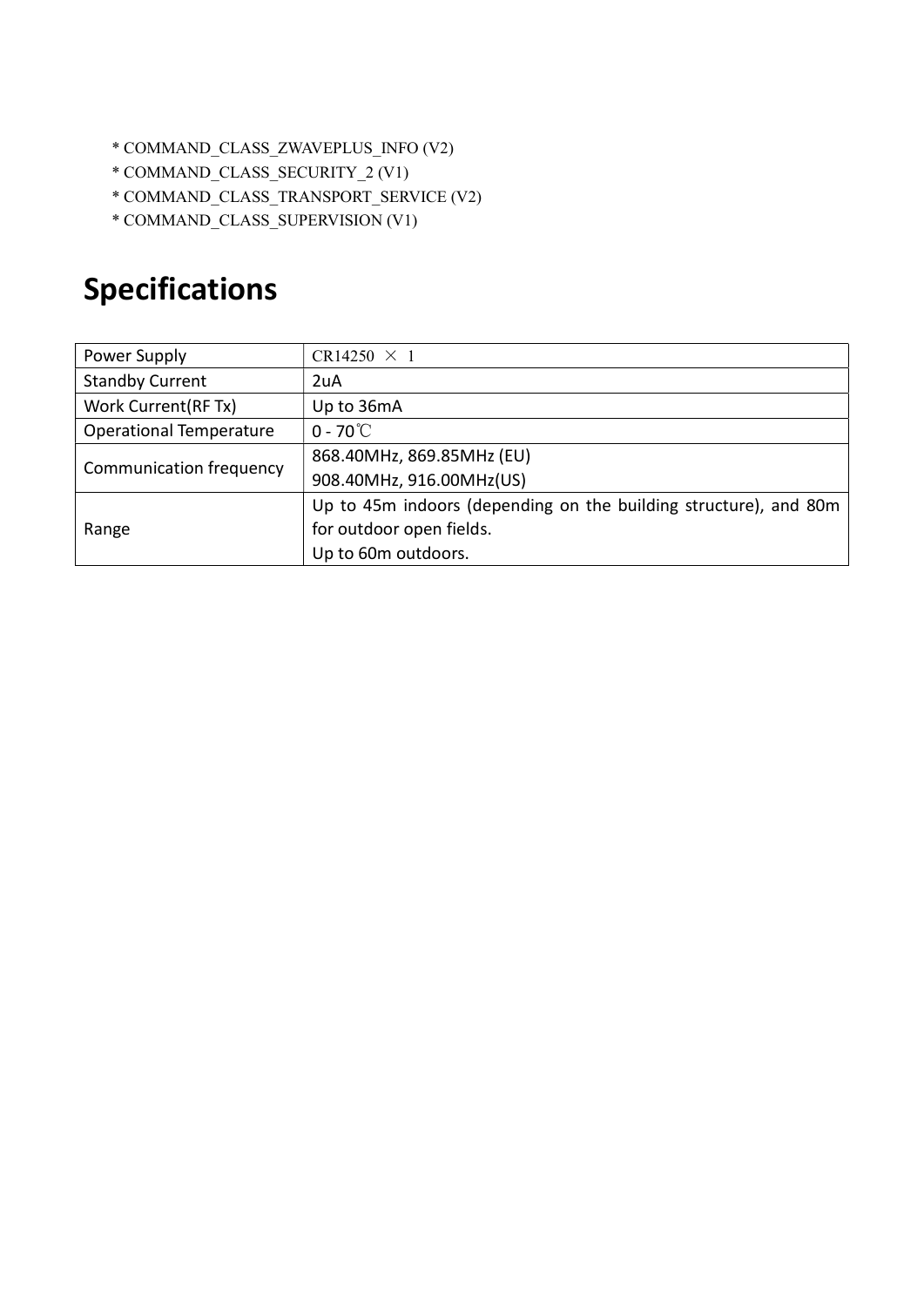* COMMAND_CLASS_ZWAVEPLUS_INFO (V2)
* COMMAND_CLASS_SECURITY_2 (V1)
* COMMAND_CLASS_TRANSPORT_SERVICE (V2)
* COMMAND_CLASS_SUPERVISION (V1)

# Specifications

| | |
|---|---|
| Power Supply | CR14250 × 1 |
| Standby Current | 2uA |
| Work Current(RF Tx) | Up to 36mA |
| Operational Temperature | 0 - 70℃ |
| Communication frequency | 868.40MHz, 869.85MHz (EU)<br>908.40MHz, 916.00MHz(US) |
| Range | Up to 45m indoors (depending on the building structure), and 80m for outdoor open fields.<br>Up to 60m outdoors. |